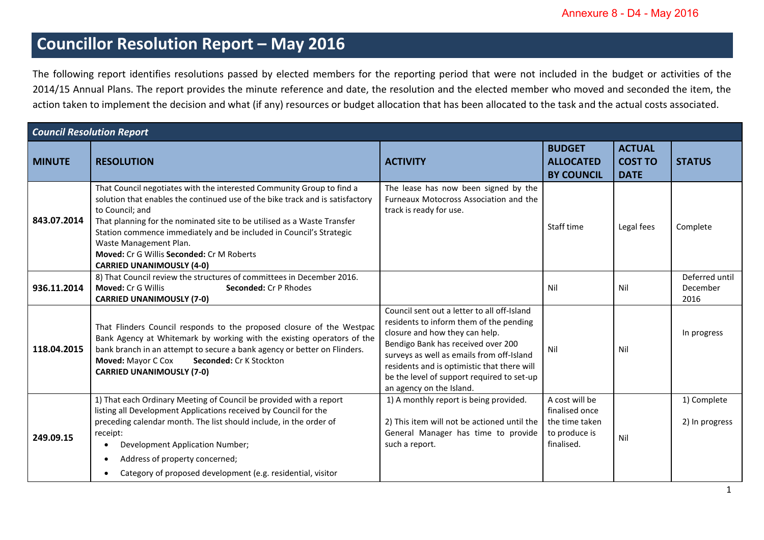Annexure 8 - D4 - May 2016

# Councillor Resolution Report – May 2016

The following report identifies resolutions passed by elected members for the reporting period that were not included in the budget or activities of the 2014/15 Annual Plans. The report provides the minute reference and date, the resolution and the elected member who moved and seconded the item, the action taken to implement the decision and what (if any) resources or budget allocation that has been allocated to the task and the actual costs associated.

| *Council Resolution Report* | | | | | |
|---|---|---|---|---|---|
| **MINUTE** | **RESOLUTION** | **ACTIVITY** | **BUDGET ALLOCATED BY COUNCIL** | **ACTUAL COST TO DATE** | **STATUS** |
| **843.07.2014** | That Council negotiates with the interested Community Group to find a solution that enables the continued use of the bike track and is satisfactory to Council; and<br>That planning for the nominated site to be utilised as a Waste Transfer Station commence immediately and be included in Council's Strategic Waste Management Plan.<br>**Moved:** Cr G Willis **Seconded:** Cr M Roberts<br>**CARRIED UNANIMOUSLY (4-0)** | The lease has now been signed by the Furneaux Motocross Association and the track is ready for use. | Staff time | Legal fees | Complete |
| **936.11.2014** | 8) That Council review the structures of committees in December 2016.<br>**Moved:** Cr G Willis **Seconded:** Cr P Rhodes<br>**CARRIED UNANIMOUSLY (7-0)** | | Nil | Nil | Deferred until December 2016 |
| **118.04.2015** | That Flinders Council responds to the proposed closure of the Westpac Bank Agency at Whitemark by working with the existing operators of the bank branch in an attempt to secure a bank agency or better on Flinders.<br>**Moved:** Mayor C Cox **Seconded:** Cr K Stockton<br>**CARRIED UNANIMOUSLY (7-0)** | Council sent out a letter to all off-Island residents to inform them of the pending closure and how they can help.<br>Bendigo Bank has received over 200 surveys as well as emails from off-Island residents and is optimistic that there will be the level of support required to set-up an agency on the Island. | Nil | Nil | In progress |
| **249.09.15** | 1) That each Ordinary Meeting of Council be provided with a report listing all Development Applications received by Council for the preceding calendar month. The list should include, in the order of receipt:<br>• Development Application Number;<br>• Address of property concerned;<br>• Category of proposed development (e.g. residential, visitor | 1) A monthly report is being provided.<br><br>2) This item will not be actioned until the General Manager has time to provide such a report. | A cost will be finalised once the time taken to produce is finalised. | Nil | 1) Complete<br><br>2) In progress |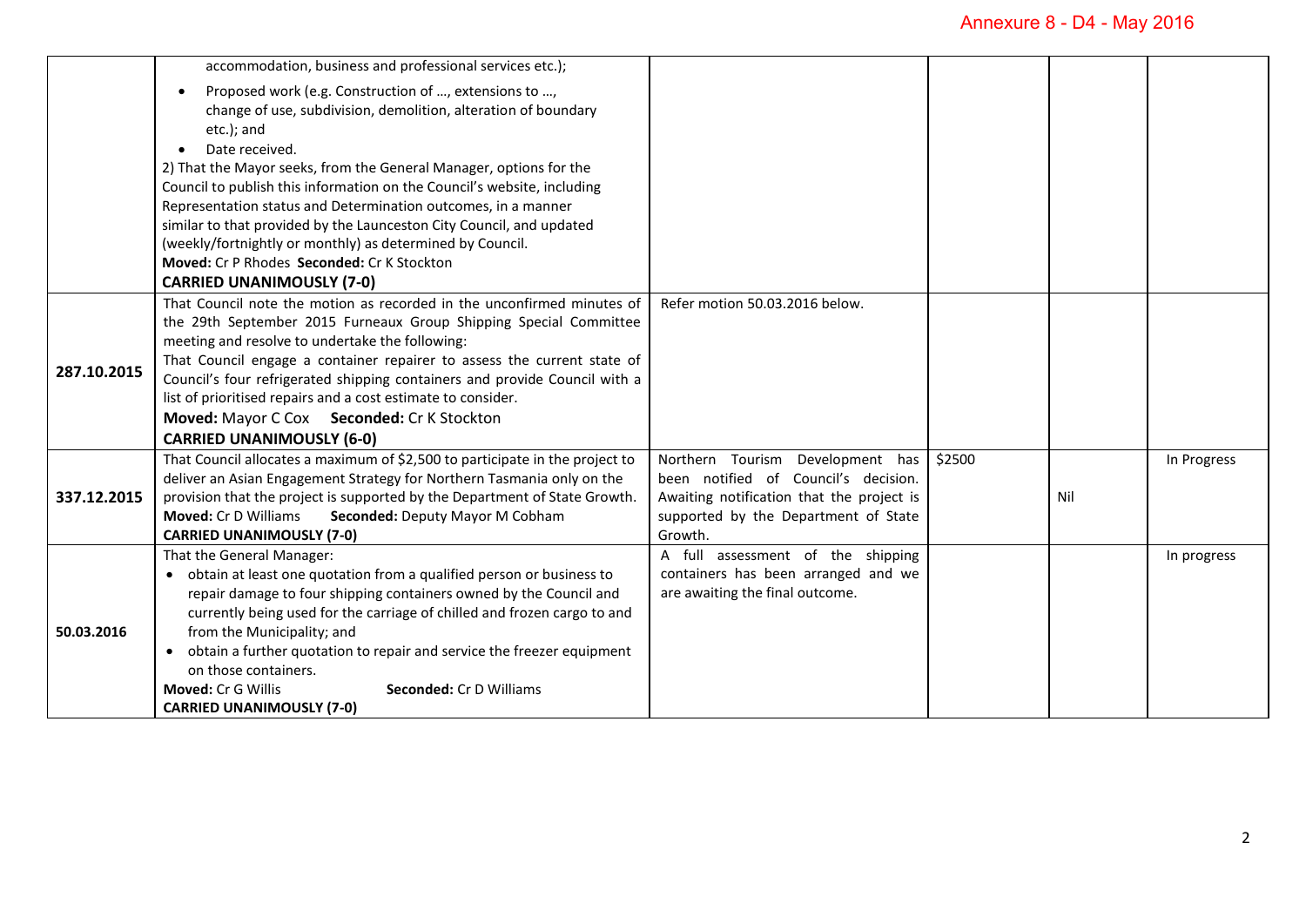| | | | | | |
|---|---|---|---|---|---|
| | accommodation, business and professional services etc.); <br>• Proposed work (e.g. Construction of …, extensions to …, change of use, subdivision, demolition, alteration of boundary etc.); and <br>• Date received. <br>2) That the Mayor seeks, from the General Manager, options for the Council to publish this information on the Council's website, including Representation status and Determination outcomes, in a manner similar to that provided by the Launceston City Council, and updated (weekly/fortnightly or monthly) as determined by Council. <br>**Moved:** Cr P Rhodes **Seconded:** Cr K Stockton <br>**CARRIED UNANIMOUSLY (7-0)** | | | | |
| **287.10.2015** | That Council note the motion as recorded in the unconfirmed minutes of the 29th September 2015 Furneaux Group Shipping Special Committee meeting and resolve to undertake the following: <br>That Council engage a container repairer to assess the current state of Council's four refrigerated shipping containers and provide Council with a list of prioritised repairs and a cost estimate to consider. <br>**Moved:** Mayor C Cox **Seconded:** Cr K Stockton <br>**CARRIED UNANIMOUSLY (6-0)** | Refer motion 50.03.2016 below. | | | |
| **337.12.2015** | That Council allocates a maximum of $2,500 to participate in the project to deliver an Asian Engagement Strategy for Northern Tasmania only on the provision that the project is supported by the Department of State Growth. <br>**Moved:** Cr D Williams **Seconded:** Deputy Mayor M Cobham <br>**CARRIED UNANIMOUSLY (7-0)** | Northern Tourism Development has been notified of Council's decision. Awaiting notification that the project is supported by the Department of State Growth. | $2500 | Nil | In Progress |
| **50.03.2016** | That the General Manager: <br>• obtain at least one quotation from a qualified person or business to repair damage to four shipping containers owned by the Council and currently being used for the carriage of chilled and frozen cargo to and from the Municipality; and <br>• obtain a further quotation to repair and service the freezer equipment on those containers. <br>**Moved:** Cr G Willis **Seconded:** Cr D Williams <br>**CARRIED UNANIMOUSLY (7-0)** | A full assessment of the shipping containers has been arranged and we are awaiting the final outcome. | | | In progress |